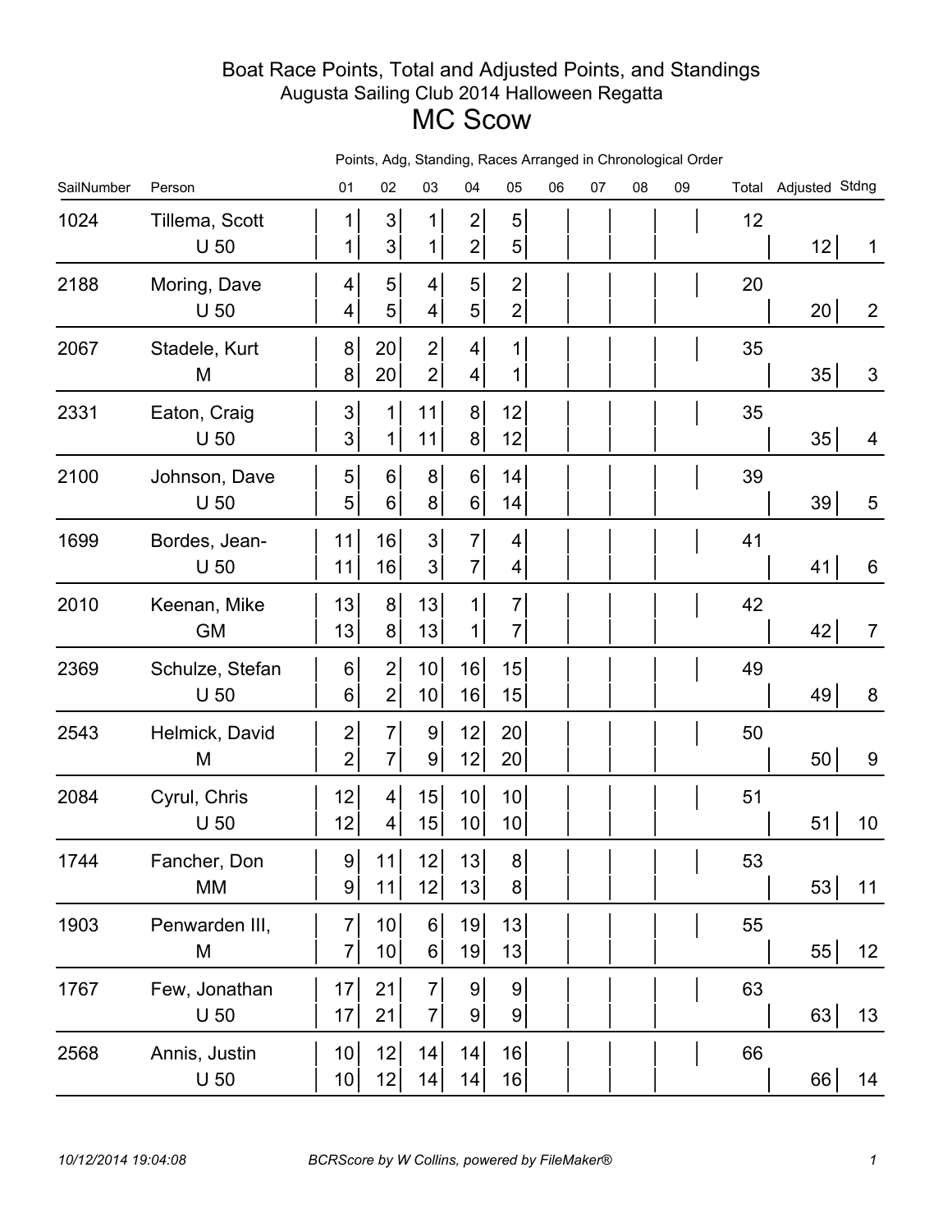# Boat Race Points, Total and Adjusted Points, and Standings

## Augusta Sailing Club 2014 Halloween Regatta

# MC Scow

Points, Adg, Standing, Races Arranged in Chronological Order

| SailNumber | Person | 01 | 02 | 03 | 04 | 05 | 06 | 07 | 08 | 09 | Total | Adjusted | Stdng |
|---|---|---|---|---|---|---|---|---|---|---|---|---|---|
| 1024 | Tillema, Scott | 1 | 3 | 1 | 2 | 5 | | | | | 12 | | |
| | U 50 | 1 | 3 | 1 | 2 | 5 | | | | | | 12 | 1 |
| 2188 | Moring, Dave | 4 | 5 | 4 | 5 | 2 | | | | | 20 | | |
| | U 50 | 4 | 5 | 4 | 5 | 2 | | | | | | 20 | 2 |
| 2067 | Stadele, Kurt | 8 | 20 | 2 | 4 | 1 | | | | | 35 | | |
| | M | 8 | 20 | 2 | 4 | 1 | | | | | | 35 | 3 |
| 2331 | Eaton, Craig | 3 | 1 | 11 | 8 | 12 | | | | | 35 | | |
| | U 50 | 3 | 1 | 11 | 8 | 12 | | | | | | 35 | 4 |
| 2100 | Johnson, Dave | 5 | 6 | 8 | 6 | 14 | | | | | 39 | | |
| | U 50 | 5 | 6 | 8 | 6 | 14 | | | | | | 39 | 5 |
| 1699 | Bordes, Jean- | 11 | 16 | 3 | 7 | 4 | | | | | 41 | | |
| | U 50 | 11 | 16 | 3 | 7 | 4 | | | | | | 41 | 6 |
| 2010 | Keenan, Mike | 13 | 8 | 13 | 1 | 7 | | | | | 42 | | |
| | GM | 13 | 8 | 13 | 1 | 7 | | | | | | 42 | 7 |
| 2369 | Schulze, Stefan | 6 | 2 | 10 | 16 | 15 | | | | | 49 | | |
| | U 50 | 6 | 2 | 10 | 16 | 15 | | | | | | 49 | 8 |
| 2543 | Helmick, David | 2 | 7 | 9 | 12 | 20 | | | | | 50 | | |
| | M | 2 | 7 | 9 | 12 | 20 | | | | | | 50 | 9 |
| 2084 | Cyrul, Chris | 12 | 4 | 15 | 10 | 10 | | | | | 51 | | |
| | U 50 | 12 | 4 | 15 | 10 | 10 | | | | | | 51 | 10 |
| 1744 | Fancher, Don | 9 | 11 | 12 | 13 | 8 | | | | | 53 | | |
| | MM | 9 | 11 | 12 | 13 | 8 | | | | | | 53 | 11 |
| 1903 | Penwarden III, | 7 | 10 | 6 | 19 | 13 | | | | | 55 | | |
| | M | 7 | 10 | 6 | 19 | 13 | | | | | | 55 | 12 |
| 1767 | Few, Jonathan | 17 | 21 | 7 | 9 | 9 | | | | | 63 | | |
| | U 50 | 17 | 21 | 7 | 9 | 9 | | | | | | 63 | 13 |
| 2568 | Annis, Justin | 10 | 12 | 14 | 14 | 16 | | | | | 66 | | |
| | U 50 | 10 | 12 | 14 | 14 | 16 | | | | | | 66 | 14 |

10/12/2014 19:04:08 BCRScore by W Collins, powered by FileMaker®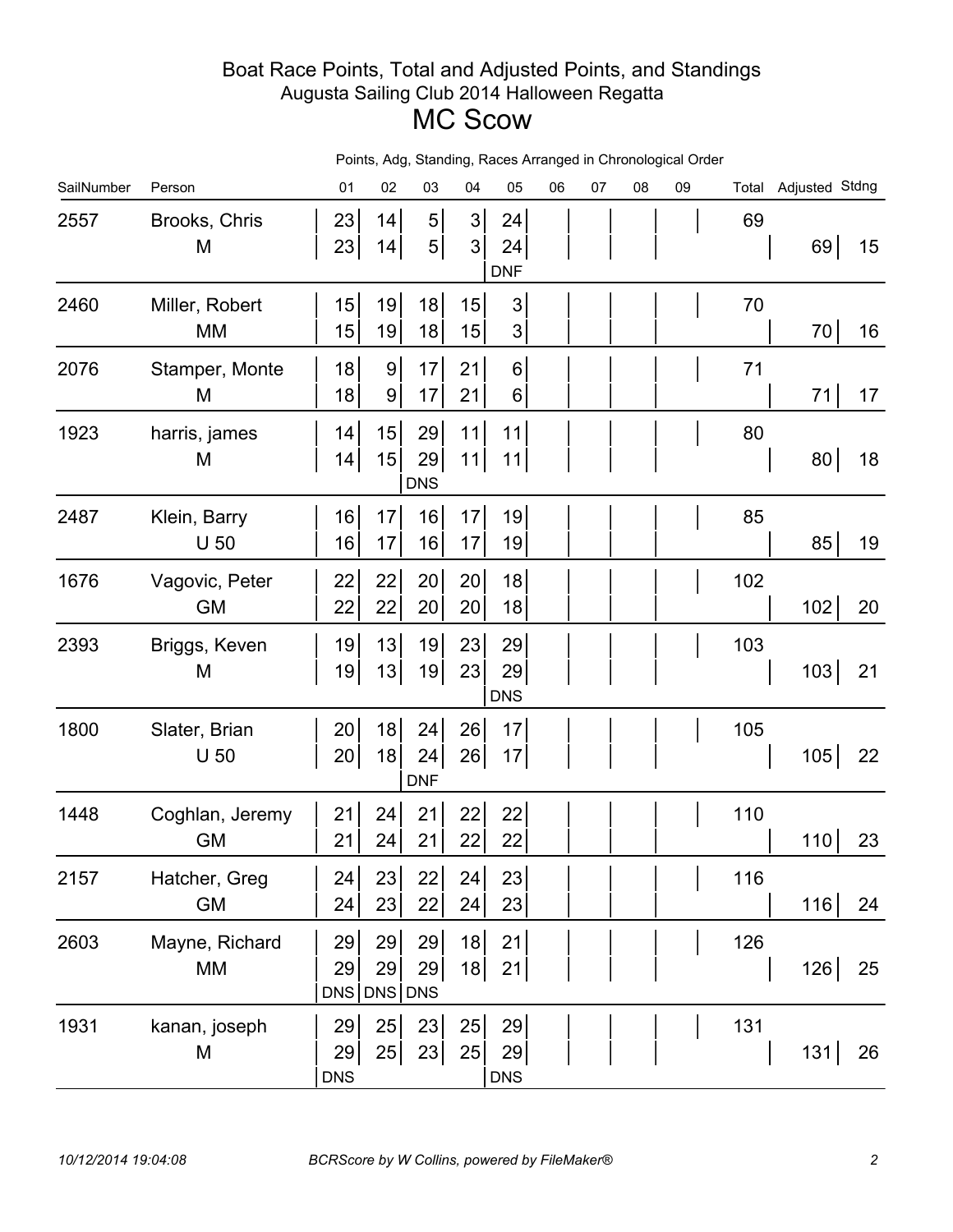# Boat Race Points, Total and Adjusted Points, and Standings

## Augusta Sailing Club 2014 Halloween Regatta

# MC Scow

Points, Adg, Standing, Races Arranged in Chronological Order

| SailNumber | Person | 01 | 02 | 03 | 04 | 05 | 06 | 07 | 08 | 09 | Total | Adjusted | Stdng |
|---|---|---|---|---|---|---|---|---|---|---|---|---|---|
| 2557 | Brooks, Chris | 23 | 14 | 5 | 3 | 24 | | | | | 69 | | |
| | M | 23 | 14 | 5 | 3 | 24 | | | | | | 69 | 15 |
| | | | | | | DNF | | | | | | | |
| 2460 | Miller, Robert | 15 | 19 | 18 | 15 | 3 | | | | | 70 | | |
| | MM | 15 | 19 | 18 | 15 | 3 | | | | | | 70 | 16 |
| 2076 | Stamper, Monte | 18 | 9 | 17 | 21 | 6 | | | | | 71 | | |
| | M | 18 | 9 | 17 | 21 | 6 | | | | | | 71 | 17 |
| 1923 | harris, james | 14 | 15 | 29 | 11 | 11 | | | | | 80 | | |
| | M | 14 | 15 | 29 | 11 | 11 | | | | | | 80 | 18 |
| | | | | DNS | | | | | | | | | |
| 2487 | Klein, Barry | 16 | 17 | 16 | 17 | 19 | | | | | 85 | | |
| | U 50 | 16 | 17 | 16 | 17 | 19 | | | | | | 85 | 19 |
| 1676 | Vagovic, Peter | 22 | 22 | 20 | 20 | 18 | | | | | 102 | | |
| | GM | 22 | 22 | 20 | 20 | 18 | | | | | | 102 | 20 |
| 2393 | Briggs, Keven | 19 | 13 | 19 | 23 | 29 | | | | | 103 | | |
| | M | 19 | 13 | 19 | 23 | 29 | | | | | | 103 | 21 |
| | | | | | | DNS | | | | | | | |
| 1800 | Slater, Brian | 20 | 18 | 24 | 26 | 17 | | | | | 105 | | |
| | U 50 | 20 | 18 | 24 | 26 | 17 | | | | | | 105 | 22 |
| | | | | DNF | | | | | | | | | |
| 1448 | Coghlan, Jeremy | 21 | 24 | 21 | 22 | 22 | | | | | 110 | | |
| | GM | 21 | 24 | 21 | 22 | 22 | | | | | | 110 | 23 |
| 2157 | Hatcher, Greg | 24 | 23 | 22 | 24 | 23 | | | | | 116 | | |
| | GM | 24 | 23 | 22 | 24 | 23 | | | | | | 116 | 24 |
| 2603 | Mayne, Richard | 29 | 29 | 29 | 18 | 21 | | | | | 126 | | |
| | MM | 29 | 29 | 29 | 18 | 21 | | | | | | 126 | 25 |
| | | DNS | DNS | DNS | | | | | | | | | |
| 1931 | kanan, joseph | 29 | 25 | 23 | 25 | 29 | | | | | 131 | | |
| | M | 29 | 25 | 23 | 25 | 29 | | | | | | 131 | 26 |
| | | DNS | | | | DNS | | | | | | | |

10/12/2014 19:04:08 BCRScore by W Collins, powered by FileMaker®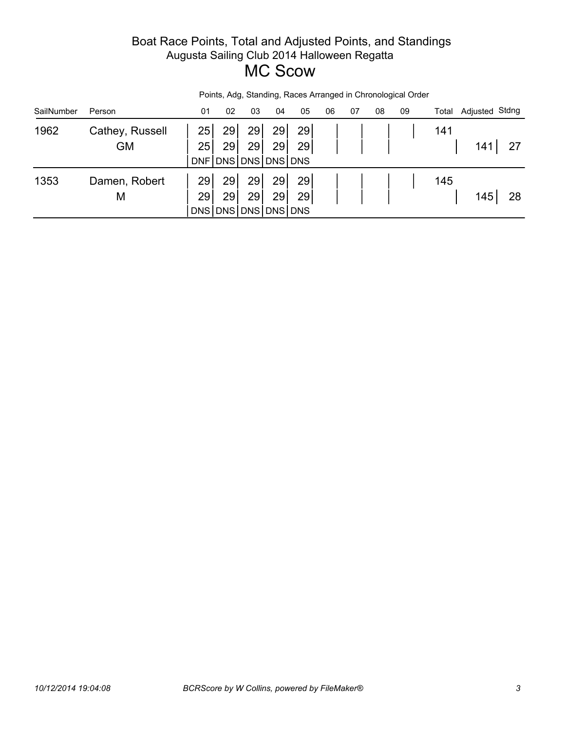# Boat Race Points, Total and Adjusted Points, and Standings

## Augusta Sailing Club 2014 Halloween Regatta

## MC Scow

Points, Adg, Standing, Races Arranged in Chronological Order

| SailNumber | Person | 01 | 02 | 03 | 04 | 05 | 06 | 07 | 08 | 09 | Total | Adjusted | Stdng |
|---|---|---|---|---|---|---|---|---|---|---|---|---|---|
| 1962 | Cathey, Russell | 25 | 29 | 29 | 29 | 29 | | | | | 141 | | |
| | GM | 25 | 29 | 29 | 29 | 29 | | | | | | 141 | 27 |
| | | DNF | DNS | DNS | DNS | DNS | | | | | | | |
| 1353 | Damen, Robert | 29 | 29 | 29 | 29 | 29 | | | | | 145 | | |
| | M | 29 | 29 | 29 | 29 | 29 | | | | | | 145 | 28 |
| | | DNS | DNS | DNS | DNS | DNS | | | | | | | |

*10/12/2014 19:04:08* *BCRScore by W Collins, powered by FileMaker®*